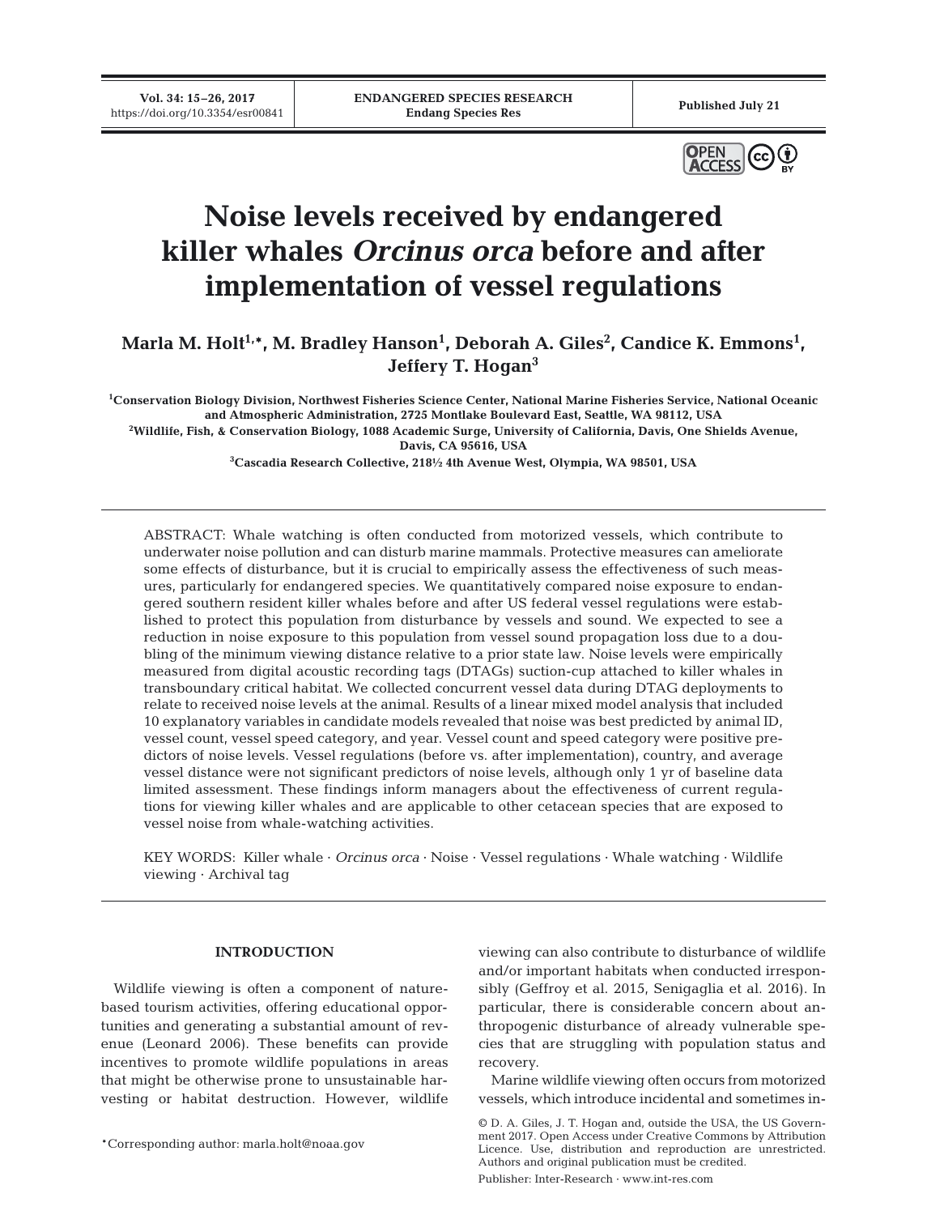# Noise levels received by endangered killer whales *Orcinus orca* before and after implementation of vessel regulations

**Marla M. Holt[1,*], M. Bradley Hanson[1], Deborah A. Giles[2], Candice K. Emmons[1], Jeffery T. Hogan[3]**

[1]Conservation Biology Division, Northwest Fisheries Science Center, National Marine Fisheries Service, National Oceanic and Atmospheric Administration, 2725 Montlake Boulevard East, Seattle, WA 98112, USA

[2]Wildlife, Fish, & Conservation Biology, 1088 Academic Surge, University of California, Davis, One Shields Avenue, Davis, CA 95616, USA

[3]Cascadia Research Collective, 218½ 4th Avenue West, Olympia, WA 98501, USA

ABSTRACT: Whale watching is often conducted from motorized vessels, which contribute to underwater noise pollution and can disturb marine mammals. Protective measures can ameliorate some effects of disturbance, but it is crucial to empirically assess the effectiveness of such measures, particularly for endangered species. We quantitatively compared noise exposure to endangered southern resident killer whales before and after US federal vessel regulations were established to protect this population from disturbance by vessels and sound. We expected to see a reduction in noise exposure to this population from vessel sound propagation loss due to a doubling of the minimum viewing distance relative to a prior state law. Noise levels were empirically measured from digital acoustic recording tags (DTAGs) suction-cup attached to killer whales in transboundary critical habitat. We collected concurrent vessel data during DTAG deployments to relate to received noise levels at the animal. Results of a linear mixed model analysis that included 10 explanatory variables in candidate models revealed that noise was best predicted by animal ID, vessel count, vessel speed category, and year. Vessel count and speed category were positive predictors of noise levels. Vessel regulations (before vs. after implementation), country, and average vessel distance were not significant predictors of noise levels, although only 1 yr of baseline data limited assessment. These findings inform managers about the effectiveness of current regulations for viewing killer whales and are applicable to other cetacean species that are exposed to vessel noise from whale-watching activities.

KEY WORDS: Killer whale · *Orcinus orca* · Noise · Vessel regulations · Whale watching · Wildlife viewing · Archival tag

## INTRODUCTION

Wildlife viewing is often a component of nature-based tourism activities, offering educational opportunities and generating a substantial amount of revenue (Leonard 2006). These benefits can provide incentives to promote wildlife populations in areas that might be otherwise prone to unsustainable harvesting or habitat destruction. However, wildlife viewing can also contribute to disturbance of wildlife and/or important habitats when conducted irresponsibly (Geffroy et al. 2015, Senigaglia et al. 2016). In particular, there is considerable concern about anthropogenic disturbance of already vulnerable species that are struggling with population status and recovery.

Marine wildlife viewing often occurs from motorized vessels, which introduce incidental and sometimes in-

*Corresponding author: marla.holt@noaa.gov

© D. A. Giles, J. T. Hogan and, outside the USA, the US Government 2017. Open Access under Creative Commons by Attribution Licence. Use, distribution and reproduction are unrestricted. Authors and original publication must be credited.

Publisher: Inter-Research · www.int-res.com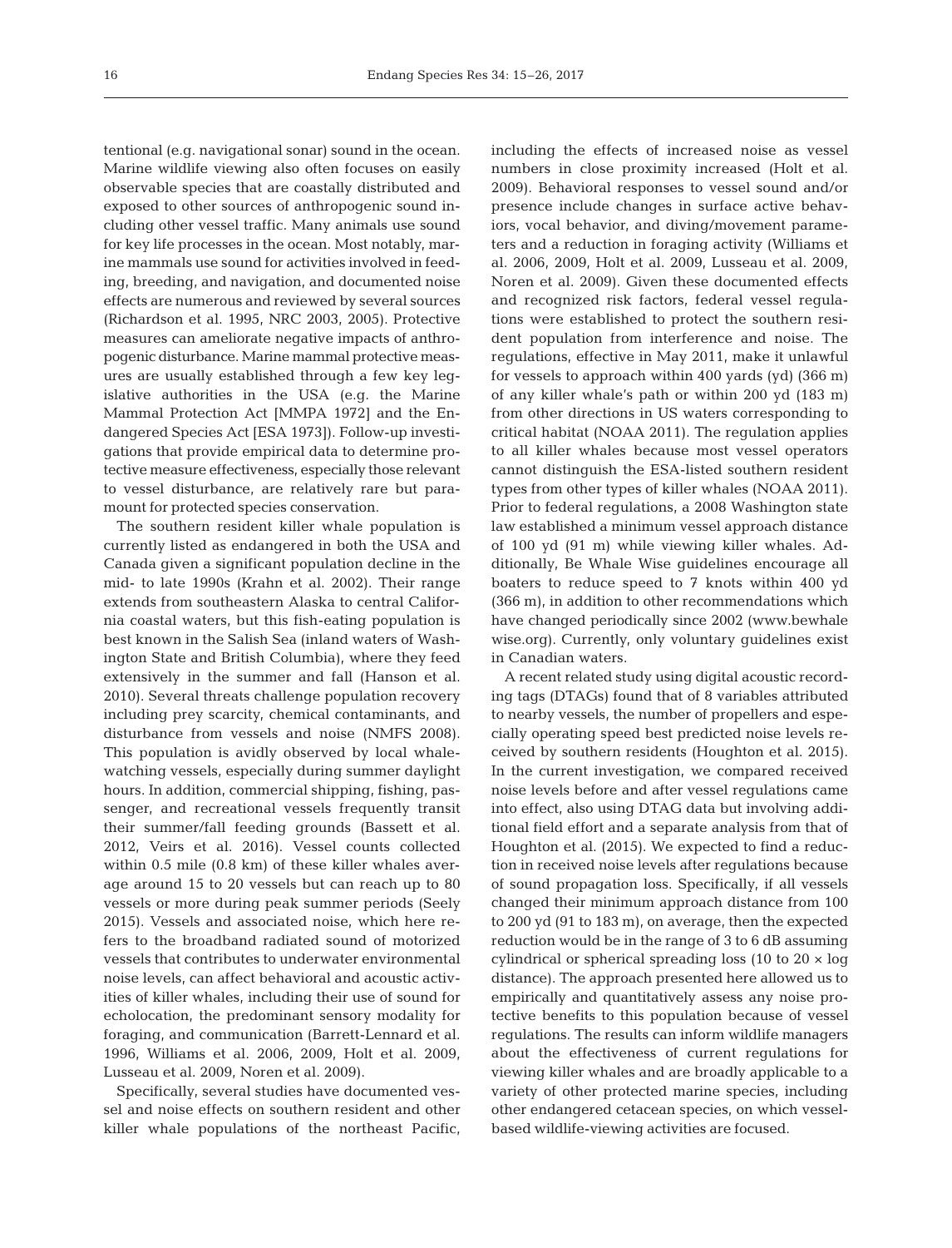tentional (e.g. navigational sonar) sound in the ocean. Marine wildlife viewing also often focuses on easily observable species that are coastally distributed and exposed to other sources of anthropogenic sound including other vessel traffic. Many animals use sound for key life processes in the ocean. Most notably, marine mammals use sound for activities involved in feeding, breeding, and navigation, and documented noise effects are numerous and reviewed by several sources (Richardson et al. 1995, NRC 2003, 2005). Protective measures can ameliorate negative impacts of anthropogenic disturbance. Marine mammal protective measures are usually established through a few key legislative authorities in the USA (e.g. the Marine Mammal Protection Act [MMPA 1972] and the Endangered Species Act [ESA 1973]). Follow-up investigations that provide empirical data to determine protective measure effectiveness, especially those relevant to vessel disturbance, are relatively rare but paramount for protected species conservation.

The southern resident killer whale population is currently listed as endangered in both the USA and Canada given a significant population decline in the mid- to late 1990s (Krahn et al. 2002). Their range extends from southeastern Alaska to central California coastal waters, but this fish-eating population is best known in the Salish Sea (inland waters of Washington State and British Columbia), where they feed extensively in the summer and fall (Hanson et al. 2010). Several threats challenge population recovery including prey scarcity, chemical contaminants, and disturbance from vessels and noise (NMFS 2008). This population is avidly observed by local whale-watching vessels, especially during summer daylight hours. In addition, commercial shipping, fishing, passenger, and recreational vessels frequently transit their summer/fall feeding grounds (Bassett et al. 2012, Veirs et al. 2016). Vessel counts collected within 0.5 mile (0.8 km) of these killer whales average around 15 to 20 vessels but can reach up to 80 vessels or more during peak summer periods (Seely 2015). Vessels and associated noise, which here refers to the broadband radiated sound of motorized vessels that contributes to underwater environmental noise levels, can affect behavioral and acoustic activities of killer whales, including their use of sound for echolocation, the predominant sensory modality for foraging, and communication (Barrett-Lennard et al. 1996, Williams et al. 2006, 2009, Holt et al. 2009, Lusseau et al. 2009, Noren et al. 2009).

Specifically, several studies have documented vessel and noise effects on southern resident and other killer whale populations of the northeast Pacific, including the effects of increased noise as vessel numbers in close proximity increased (Holt et al. 2009). Behavioral responses to vessel sound and/or presence include changes in surface active behaviors, vocal behavior, and diving/movement parameters and a reduction in foraging activity (Williams et al. 2006, 2009, Holt et al. 2009, Lusseau et al. 2009, Noren et al. 2009). Given these documented effects and recognized risk factors, federal vessel regulations were established to protect the southern resident population from interference and noise. The regulations, effective in May 2011, make it unlawful for vessels to approach within 400 yards (yd) (366 m) of any killer whale's path or within 200 yd (183 m) from other directions in US waters corresponding to critical habitat (NOAA 2011). The regulation applies to all killer whales because most vessel operators cannot distinguish the ESA-listed southern resident types from other types of killer whales (NOAA 2011). Prior to federal regulations, a 2008 Washington state law established a minimum vessel approach distance of 100 yd (91 m) while viewing killer whales. Additionally, Be Whale Wise guidelines encourage all boaters to reduce speed to 7 knots within 400 yd (366 m), in addition to other recommendations which have changed periodically since 2002 (www.bewhalewise.org). Currently, only voluntary guidelines exist in Canadian waters.

A recent related study using digital acoustic recording tags (DTAGs) found that of 8 variables attributed to nearby vessels, the number of propellers and especially operating speed best predicted noise levels received by southern residents (Houghton et al. 2015). In the current investigation, we compared received noise levels before and after vessel regulations came into effect, also using DTAG data but involving additional field effort and a separate analysis from that of Houghton et al. (2015). We expected to find a reduction in received noise levels after regulations because of sound propagation loss. Specifically, if all vessels changed their minimum approach distance from 100 to 200 yd (91 to 183 m), on average, then the expected reduction would be in the range of 3 to 6 dB assuming cylindrical or spherical spreading loss (10 to 20 × log distance). The approach presented here allowed us to empirically and quantitatively assess any noise protective benefits to this population because of vessel regulations. The results can inform wildlife managers about the effectiveness of current regulations for viewing killer whales and are broadly applicable to a variety of other protected marine species, including other endangered cetacean species, on which vessel-based wildlife-viewing activities are focused.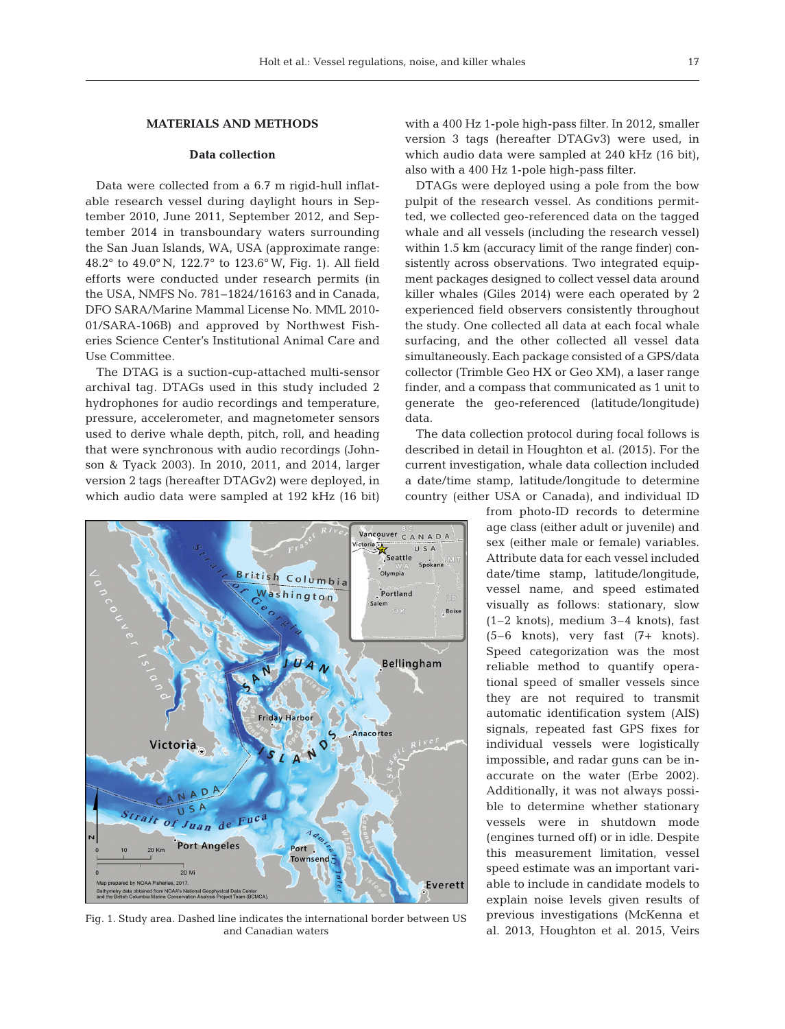## MATERIALS AND METHODS

### Data collection

Data were collected from a 6.7 m rigid-hull inflatable research vessel during daylight hours in September 2010, June 2011, September 2012, and September 2014 in transboundary waters surrounding the San Juan Islands, WA, USA (approximate range: 48.2° to 49.0° N, 122.7° to 123.6° W, Fig. 1). All field efforts were conducted under research permits (in the USA, NMFS No. 781–1824/16163 and in Canada, DFO SARA/Marine Mammal License No. MML 2010-01/SARA-106B) and approved by Northwest Fisheries Science Center's Institutional Animal Care and Use Committee.

The DTAG is a suction-cup-attached multi-sensor archival tag. DTAGs used in this study included 2 hydrophones for audio recordings and temperature, pressure, accelerometer, and magnetometer sensors used to derive whale depth, pitch, roll, and heading that were synchronous with audio recordings (Johnson & Tyack 2003). In 2010, 2011, and 2014, larger version 2 tags (hereafter DTAGv2) were deployed, in which audio data were sampled at 192 kHz (16 bit) with a 400 Hz 1-pole high-pass filter. In 2012, smaller version 3 tags (hereafter DTAGv3) were used, in which audio data were sampled at 240 kHz (16 bit), also with a 400 Hz 1-pole high-pass filter.

DTAGs were deployed using a pole from the bow pulpit of the research vessel. As conditions permitted, we collected geo-referenced data on the tagged whale and all vessels (including the research vessel) within 1.5 km (accuracy limit of the range finder) consistently across observations. Two integrated equipment packages designed to collect vessel data around killer whales (Giles 2014) were each operated by 2 experienced field observers consistently throughout the study. One collected all data at each focal whale surfacing, and the other collected all vessel data simultaneously. Each package consisted of a GPS/data collector (Trimble Geo HX or Geo XM), a laser range finder, and a compass that communicated as 1 unit to generate the geo-referenced (latitude/longitude) data.

The data collection protocol during focal follows is described in detail in Houghton et al. (2015). For the current investigation, whale data collection included a date/time stamp, latitude/longitude to determine country (either USA or Canada), and individual ID from photo-ID records to determine age class (either adult or juvenile) and sex (either male or female) variables. Attribute data for each vessel included date/time stamp, latitude/longitude, vessel name, and speed estimated visually as follows: stationary, slow (1–2 knots), medium 3–4 knots), fast (5–6 knots), very fast (7+ knots). Speed categorization was the most reliable method to quantify operational speed of smaller vessels since they are not required to transmit automatic identification system (AIS) signals, repeated fast GPS fixes for individual vessels were logistically impossible, and radar guns can be inaccurate on the water (Erbe 2002). Additionally, it was not always possible to determine whether stationary vessels were in shutdown mode (engines turned off) or in idle. Despite this measurement limitation, vessel speed estimate was an important variable to include in candidate models to explain noise levels given results of previous investigations (McKenna et al. 2013, Houghton et al. 2015, Veirs

Fig. 1. Study area. Dashed line indicates the international border between US and Canadian waters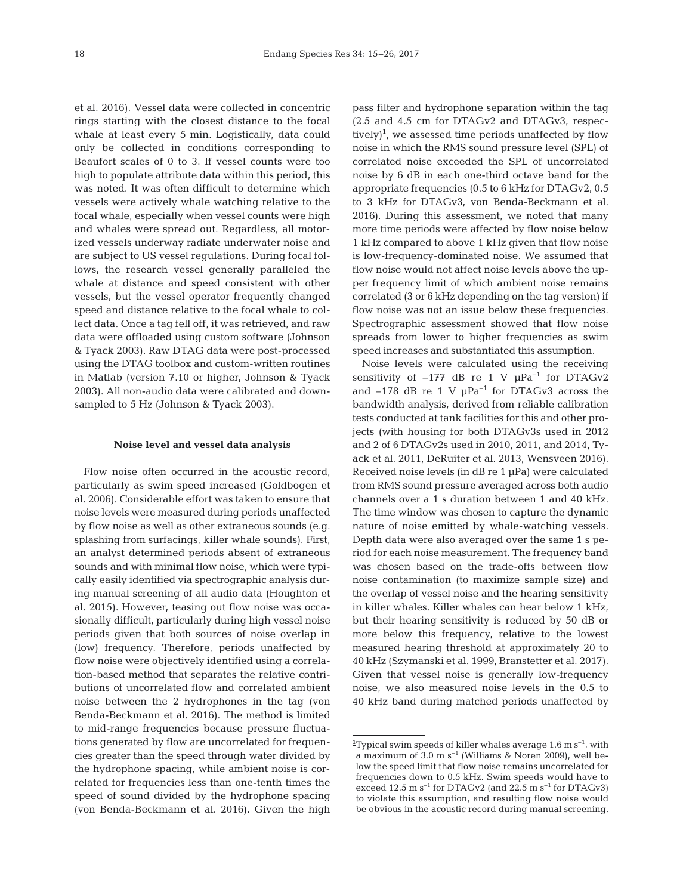et al. 2016). Vessel data were collected in concentric rings starting with the closest distance to the focal whale at least every 5 min. Logistically, data could only be collected in conditions corresponding to Beaufort scales of 0 to 3. If vessel counts were too high to populate attribute data within this period, this was noted. It was often difficult to determine which vessels were actively whale watching relative to the focal whale, especially when vessel counts were high and whales were spread out. Regardless, all motorized vessels underway radiate underwater noise and are subject to US vessel regulations. During focal follows, the research vessel generally paralleled the whale at distance and speed consistent with other vessels, but the vessel operator frequently changed speed and distance relative to the focal whale to collect data. Once a tag fell off, it was retrieved, and raw data were offloaded using custom software (Johnson & Tyack 2003). Raw DTAG data were post-processed using the DTAG toolbox and custom-written routines in Matlab (version 7.10 or higher, Johnson & Tyack 2003). All non-audio data were calibrated and downsampled to 5 Hz (Johnson & Tyack 2003).

### Noise level and vessel data analysis

Flow noise often occurred in the acoustic record, particularly as swim speed increased (Goldbogen et al. 2006). Considerable effort was taken to ensure that noise levels were measured during periods unaffected by flow noise as well as other extraneous sounds (e.g. splashing from surfacings, killer whale sounds). First, an analyst determined periods absent of extraneous sounds and with minimal flow noise, which were typically easily identified via spectrographic analysis during manual screening of all audio data (Houghton et al. 2015). However, teasing out flow noise was occasionally difficult, particularly during high vessel noise periods given that both sources of noise overlap in (low) frequency. Therefore, periods unaffected by flow noise were objectively identified using a correlation-based method that separates the relative contributions of uncorrelated flow and correlated ambient noise between the 2 hydrophones in the tag (von Benda-Beckmann et al. 2016). The method is limited to mid-range frequencies because pressure fluctuations generated by flow are uncorrelated for frequencies greater than the speed through water divided by the hydrophone spacing, while ambient noise is correlated for frequencies less than one-tenth times the speed of sound divided by the hydrophone spacing (von Benda-Beckmann et al. 2016). Given the high pass filter and hydrophone separation within the tag (2.5 and 4.5 cm for DTAGv2 and DTAGv3, respectively)[1], we assessed time periods unaffected by flow noise in which the RMS sound pressure level (SPL) of correlated noise exceeded the SPL of uncorrelated noise by 6 dB in each one-third octave band for the appropriate frequencies (0.5 to 6 kHz for DTAGv2, 0.5 to 3 kHz for DTAGv3, von Benda-Beckmann et al. 2016). During this assessment, we noted that many more time periods were affected by flow noise below 1 kHz compared to above 1 kHz given that flow noise is low-frequency-dominated noise. We assumed that flow noise would not affect noise levels above the upper frequency limit of which ambient noise remains correlated (3 or 6 kHz depending on the tag version) if flow noise was not an issue below these frequencies. Spectrographic assessment showed that flow noise spreads from lower to higher frequencies as swim speed increases and substantiated this assumption.

Noise levels were calculated using the receiving sensitivity of −177 dB re 1 V μPa$^{-1}$ for DTAGv2 and −178 dB re 1 V μPa$^{-1}$ for DTAGv3 across the bandwidth analysis, derived from reliable calibration tests conducted at tank facilities for this and other projects (with housing for both DTAGv3s used in 2012 and 2 of 6 DTAGv2s used in 2010, 2011, and 2014, Tyack et al. 2011, DeRuiter et al. 2013, Wensveen 2016). Received noise levels (in dB re 1 μPa) were calculated from RMS sound pressure averaged across both audio channels over a 1 s duration between 1 and 40 kHz. The time window was chosen to capture the dynamic nature of noise emitted by whale-watching vessels. Depth data were also averaged over the same 1 s period for each noise measurement. The frequency band was chosen based on the trade-offs between flow noise contamination (to maximize sample size) and the overlap of vessel noise and the hearing sensitivity in killer whales. Killer whales can hear below 1 kHz, but their hearing sensitivity is reduced by 50 dB or more below this frequency, relative to the lowest measured hearing threshold at approximately 20 to 40 kHz (Szymanski et al. 1999, Branstetter et al. 2017). Given that vessel noise is generally low-frequency noise, we also measured noise levels in the 0.5 to 40 kHz band during matched periods unaffected by

[1] Typical swim speeds of killer whales average 1.6 m s$^{-1}$, with a maximum of 3.0 m s$^{-1}$ (Williams & Noren 2009), well below the speed limit that flow noise remains uncorrelated for frequencies down to 0.5 kHz. Swim speeds would have to exceed 12.5 m s$^{-1}$ for DTAGv2 (and 22.5 m s$^{-1}$ for DTAGv3) to violate this assumption, and resulting flow noise would be obvious in the acoustic record during manual screening.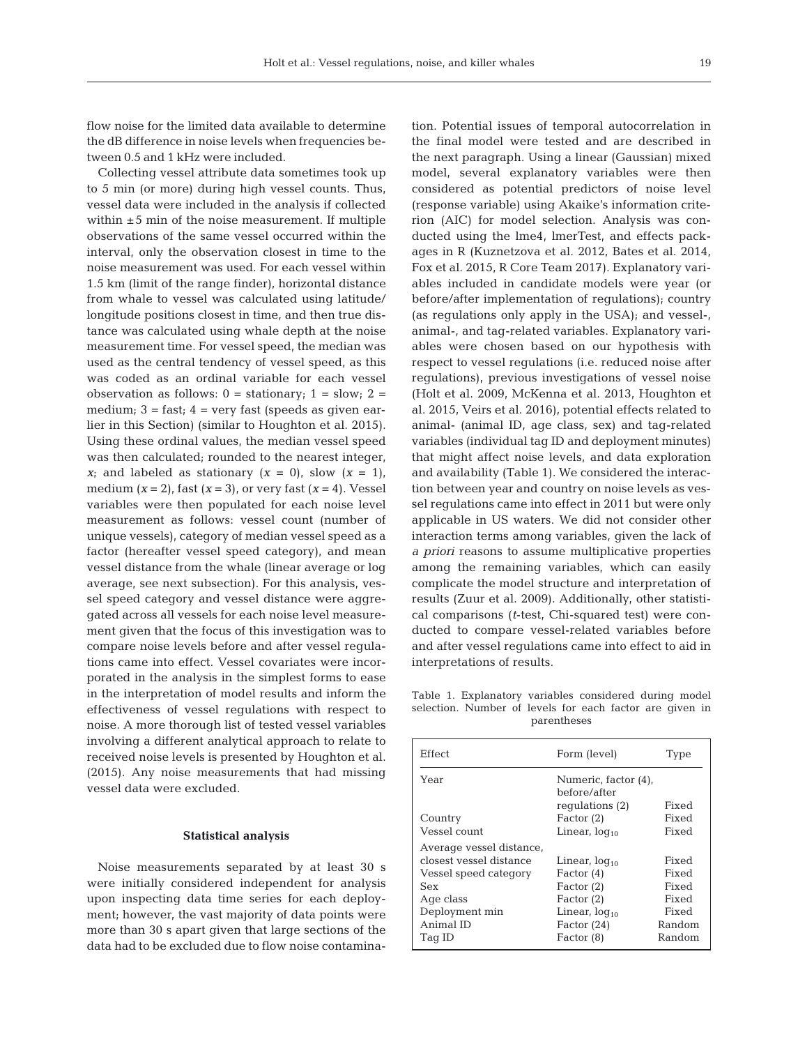flow noise for the limited data available to determine the dB difference in noise levels when frequencies between 0.5 and 1 kHz were included.

Collecting vessel attribute data sometimes took up to 5 min (or more) during high vessel counts. Thus, vessel data were included in the analysis if collected within ±5 min of the noise measurement. If multiple observations of the same vessel occurred within the interval, only the observation closest in time to the noise measurement was used. For each vessel within 1.5 km (limit of the range finder), horizontal distance from whale to vessel was calculated using latitude/longitude positions closest in time, and then true distance was calculated using whale depth at the noise measurement time. For vessel speed, the median was used as the central tendency of vessel speed, as this was coded as an ordinal variable for each vessel observation as follows: 0 = stationary; 1 = slow; 2 = medium; 3 = fast; 4 = very fast (speeds as given earlier in this Section) (similar to Houghton et al. 2015). Using these ordinal values, the median vessel speed was then calculated; rounded to the nearest integer, $x$; and labeled as stationary ($x$ = 0), slow ($x$ = 1), medium ($x$ = 2), fast ($x$ = 3), or very fast ($x$ = 4). Vessel variables were then populated for each noise level measurement as follows: vessel count (number of unique vessels), category of median vessel speed as a factor (hereafter vessel speed category), and mean vessel distance from the whale (linear average or log average, see next subsection). For this analysis, vessel speed category and vessel distance were aggregated across all vessels for each noise level measurement given that the focus of this investigation was to compare noise levels before and after vessel regulations came into effect. Vessel covariates were incorporated in the analysis in the simplest forms to ease in the interpretation of model results and inform the effectiveness of vessel regulations with respect to noise. A more thorough list of tested vessel variables involving a different analytical approach to relate to received noise levels is presented by Houghton et al. (2015). Any noise measurements that had missing vessel data were excluded.

### Statistical analysis

Noise measurements separated by at least 30 s were initially considered independent for analysis upon inspecting data time series for each deployment; however, the vast majority of data points were more than 30 s apart given that large sections of the data had to be excluded due to flow noise contamination. Potential issues of temporal autocorrelation in the final model were tested and are described in the next paragraph. Using a linear (Gaussian) mixed model, several explanatory variables were then considered as potential predictors of noise level (response variable) using Akaike's information criterion (AIC) for model selection. Analysis was conducted using the lme4, lmerTest, and effects packages in R (Kuznetzova et al. 2012, Bates et al. 2014, Fox et al. 2015, R Core Team 2017). Explanatory variables included in candidate models were year (or before/after implementation of regulations); country (as regulations only apply in the USA); and vessel-, animal-, and tag-related variables. Explanatory variables were chosen based on our hypothesis with respect to vessel regulations (i.e. reduced noise after regulations), previous investigations of vessel noise (Holt et al. 2009, McKenna et al. 2013, Houghton et al. 2015, Veirs et al. 2016), potential effects related to animal- (animal ID, age class, sex) and tag-related variables (individual tag ID and deployment minutes) that might affect noise levels, and data exploration and availability (Table 1). We considered the interaction between year and country on noise levels as vessel regulations came into effect in 2011 but were only applicable in US waters. We did not consider other interaction terms among variables, given the lack of *a priori* reasons to assume multiplicative properties among the remaining variables, which can easily complicate the model structure and interpretation of results (Zuur et al. 2009). Additionally, other statistical comparisons ($t$-test, Chi-squared test) were conducted to compare vessel-related variables before and after vessel regulations came into effect to aid in interpretations of results.

Table 1. Explanatory variables considered during model selection. Number of levels for each factor are given in parentheses

| Effect | Form (level) | Type |
|---|---|---|
| Year | Numeric, factor (4), before/after regulations (2) | Fixed |
| Country | Factor (2) | Fixed |
| Vessel count | Linear, $\log_{10}$ | Fixed |
| Average vessel distance, closest vessel distance | Linear, $\log_{10}$ | Fixed |
| Vessel speed category | Factor (4) | Fixed |
| Sex | Factor (2) | Fixed |
| Age class | Factor (2) | Fixed |
| Deployment min | Linear, $\log_{10}$ | Fixed |
| Animal ID | Factor (24) | Random |
| Tag ID | Factor (8) | Random |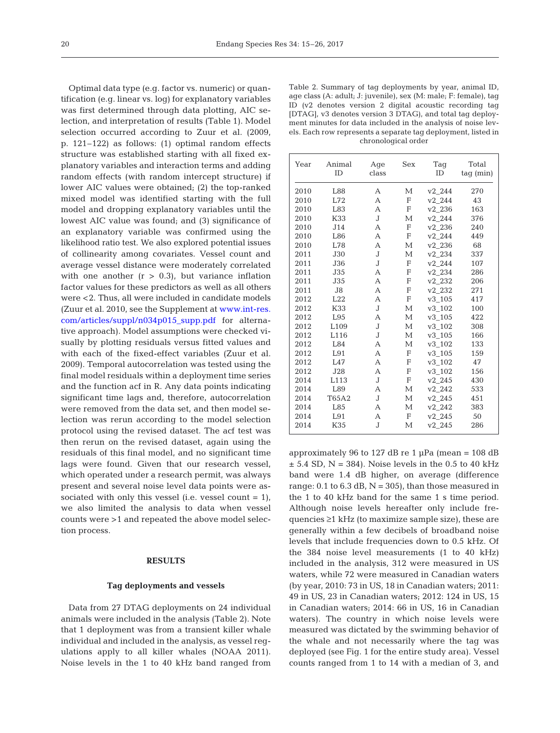Optimal data type (e.g. factor vs. numeric) or quantification (e.g. linear vs. log) for explanatory variables was first determined through data plotting, AIC selection, and interpretation of results (Table 1). Model selection occurred according to Zuur et al. (2009, p. 121–122) as follows: (1) optimal random effects structure was established starting with all fixed explanatory variables and interaction terms and adding random effects (with random intercept structure) if lower AIC values were obtained; (2) the top-ranked mixed model was identified starting with the full model and dropping explanatory variables until the lowest AIC value was found; and (3) significance of an explanatory variable was confirmed using the likelihood ratio test. We also explored potential issues of collinearity among covariates. Vessel count and average vessel distance were moderately correlated with one another ($r > 0.3$), but variance inflation factor values for these predictors as well as all others were <2. Thus, all were included in candidate models (Zuur et al. 2010, see the Supplement at www.int-res.com/articles/suppl/n034p015_supp.pdf for alternative approach). Model assumptions were checked visually by plotting residuals versus fitted values and with each of the fixed-effect variables (Zuur et al. 2009). Temporal autocorrelation was tested using the final model residuals within a deployment time series and the function acf in R. Any data points indicating significant time lags and, therefore, autocorrelation were removed from the data set, and then model selection was rerun according to the model selection protocol using the revised dataset. The acf test was then rerun on the revised dataset, again using the residuals of this final model, and no significant time lags were found. Given that our research vessel, which operated under a research permit, was always present and several noise level data points were associated with only this vessel (i.e. vessel count = 1), we also limited the analysis to data when vessel counts were >1 and repeated the above model selection process.

## RESULTS

### Tag deployments and vessels

Data from 27 DTAG deployments on 24 individual animals were included in the analysis (Table 2). Note that 1 deployment was from a transient killer whale individual and included in the analysis, as vessel regulations apply to all killer whales (NOAA 2011). Noise levels in the 1 to 40 kHz band ranged from approximately 96 to 127 dB re 1 µPa (mean = 108 dB ± 5.4 SD, N = 384). Noise levels in the 0.5 to 40 kHz band were 1.4 dB higher, on average (difference range: 0.1 to 6.3 dB, N = 305), than those measured in the 1 to 40 kHz band for the same 1 s time period. Although noise levels hereafter only include frequencies ≥1 kHz (to maximize sample size), these are generally within a few decibels of broadband noise levels that include frequencies down to 0.5 kHz. Of the 384 noise level measurements (1 to 40 kHz) included in the analysis, 312 were measured in US waters, while 72 were measured in Canadian waters (by year, 2010: 73 in US, 18 in Canadian waters; 2011: 49 in US, 23 in Canadian waters; 2012: 124 in US, 15 in Canadian waters; 2014: 66 in US, 16 in Canadian waters). The country in which noise levels were measured was dictated by the swimming behavior of the whale and not necessarily where the tag was deployed (see Fig. 1 for the entire study area). Vessel counts ranged from 1 to 14 with a median of 3, and

Table 2. Summary of tag deployments by year, animal ID, age class (A: adult; J: juvenile), sex (M: male; F: female), tag ID (v2 denotes version 2 digital acoustic recording tag [DTAG], v3 denotes version 3 DTAG), and total tag deployment minutes for data included in the analysis of noise levels. Each row represents a separate tag deployment, listed in chronological order

| Year | Animal ID | Age class | Sex | Tag ID | Total tag (min) |
|---|---|---|---|---|---|
| 2010 | L88 | A | M | v2_244 | 270 |
| 2010 | L72 | A | F | v2_244 | 43 |
| 2010 | L83 | A | F | v2_236 | 163 |
| 2010 | K33 | J | M | v2_244 | 376 |
| 2010 | J14 | A | F | v2_236 | 240 |
| 2010 | L86 | A | F | v2_244 | 449 |
| 2010 | L78 | A | M | v2_236 | 68 |
| 2011 | J30 | J | M | v2_234 | 337 |
| 2011 | J36 | J | F | v2_244 | 107 |
| 2011 | J35 | A | F | v2_234 | 286 |
| 2011 | J35 | A | F | v2_232 | 206 |
| 2011 | J8 | A | F | v2_232 | 271 |
| 2012 | L22 | A | F | v3_105 | 417 |
| 2012 | K33 | J | M | v3_102 | 100 |
| 2012 | L95 | A | M | v3_105 | 422 |
| 2012 | L109 | J | M | v3_102 | 308 |
| 2012 | L116 | J | M | v3_105 | 166 |
| 2012 | L84 | A | M | v3_102 | 133 |
| 2012 | L91 | A | F | v3_105 | 159 |
| 2012 | L47 | A | F | v3_102 | 47 |
| 2012 | J28 | A | F | v3_102 | 156 |
| 2014 | L113 | J | F | v2_245 | 430 |
| 2014 | L89 | A | M | v2_242 | 533 |
| 2014 | T65A2 | J | M | v2_245 | 451 |
| 2014 | L85 | A | M | v2_242 | 383 |
| 2014 | L91 | A | F | v2_245 | 50 |
| 2014 | K35 | J | M | v2_245 | 286 |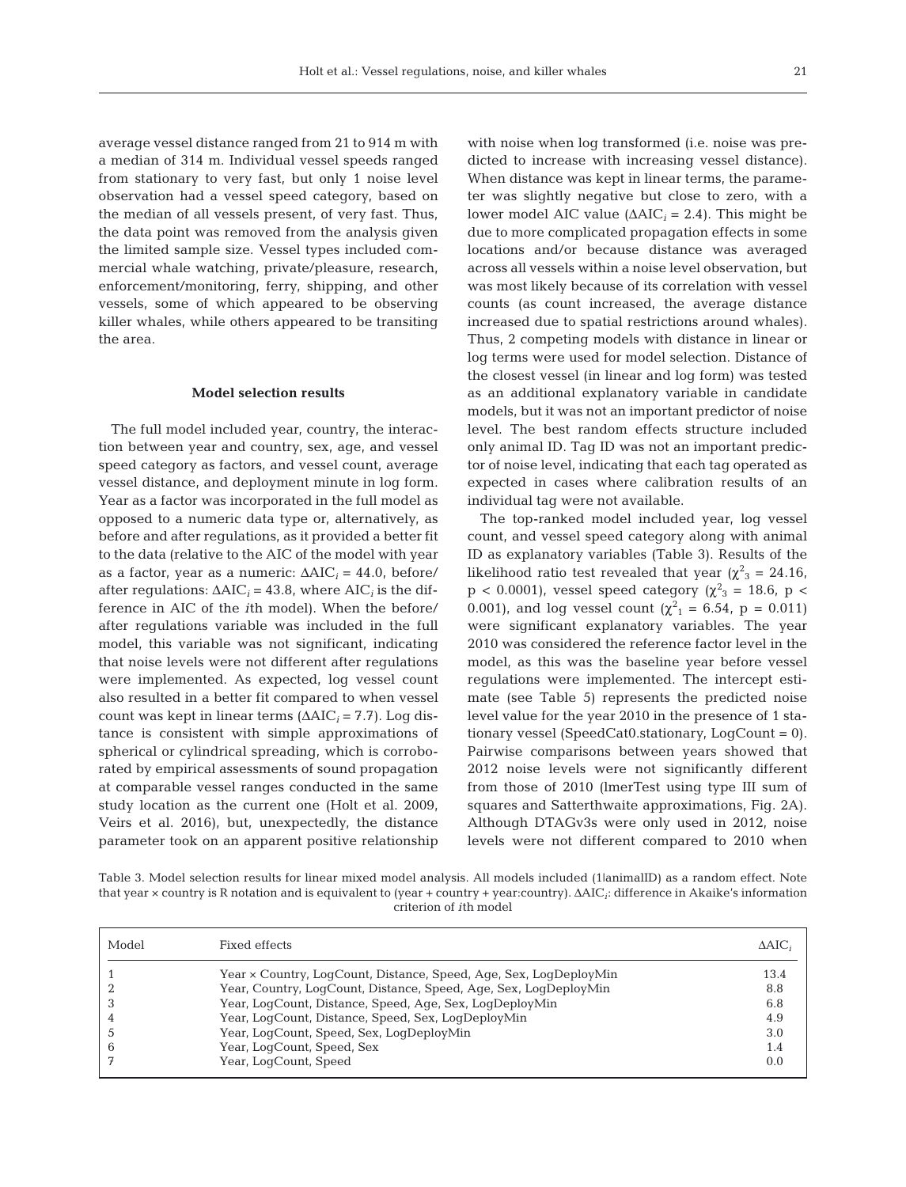average vessel distance ranged from 21 to 914 m with a median of 314 m. Individual vessel speeds ranged from stationary to very fast, but only 1 noise level observation had a vessel speed category, based on the median of all vessels present, of very fast. Thus, the data point was removed from the analysis given the limited sample size. Vessel types included commercial whale watching, private/pleasure, research, enforcement/monitoring, ferry, shipping, and other vessels, some of which appeared to be observing killer whales, while others appeared to be transiting the area.

### Model selection results

The full model included year, country, the interaction between year and country, sex, age, and vessel speed category as factors, and vessel count, average vessel distance, and deployment minute in log form. Year as a factor was incorporated in the full model as opposed to a numeric data type or, alternatively, as before and after regulations, as it provided a better fit to the data (relative to the AIC of the model with year as a factor, year as a numeric: $\Delta AIC_i = 44.0$, before/after regulations: $\Delta AIC_i = 43.8$, where $AIC_i$ is the difference in AIC of the *i*th model). When the before/after regulations variable was included in the full model, this variable was not significant, indicating that noise levels were not different after regulations were implemented. As expected, log vessel count also resulted in a better fit compared to when vessel count was kept in linear terms ($\Delta AIC_i = 7.7$). Log distance is consistent with simple approximations of spherical or cylindrical spreading, which is corroborated by empirical assessments of sound propagation at comparable vessel ranges conducted in the same study location as the current one (Holt et al. 2009, Veirs et al. 2016), but, unexpectedly, the distance parameter took on an apparent positive relationship with noise when log transformed (i.e. noise was predicted to increase with increasing vessel distance). When distance was kept in linear terms, the parameter was slightly negative but close to zero, with a lower model AIC value ($\Delta AIC_i = 2.4$). This might be due to more complicated propagation effects in some locations and/or because distance was averaged across all vessels within a noise level observation, but was most likely because of its correlation with vessel counts (as count increased, the average distance increased due to spatial restrictions around whales). Thus, 2 competing models with distance in linear or log terms were used for model selection. Distance of the closest vessel (in linear and log form) was tested as an additional explanatory variable in candidate models, but it was not an important predictor of noise level. The best random effects structure included only animal ID. Tag ID was not an important predictor of noise level, indicating that each tag operated as expected in cases where calibration results of an individual tag were not available.

The top-ranked model included year, log vessel count, and vessel speed category along with animal ID as explanatory variables (Table 3). Results of the likelihood ratio test revealed that year ($\chi^2_3 = 24.16$, $p < 0.0001$), vessel speed category ($\chi^2_3 = 18.6$, $p < 0.001$), and log vessel count ($\chi^2_1 = 6.54$, $p = 0.011$) were significant explanatory variables. The year 2010 was considered the reference factor level in the model, as this was the baseline year before vessel regulations were implemented. The intercept estimate (see Table 5) represents the predicted noise level value for the year 2010 in the presence of 1 stationary vessel (SpeedCat0.stationary, LogCount = 0). Pairwise comparisons between years showed that 2012 noise levels were not significantly different from those of 2010 (lmerTest using type III sum of squares and Satterthwaite approximations, Fig. 2A). Although DTAGv3s were only used in 2012, noise levels were not different compared to 2010 when

Table 3. Model selection results for linear mixed model analysis. All models included (1|animalID) as a random effect. Note that year × country is R notation and is equivalent to (year + country + year:country). $\Delta AIC_i$: difference in Akaike's information criterion of *i*th model

| Model | Fixed effects | $\Delta AIC_i$ |
|---|---|---|
| 1 | Year × Country, LogCount, Distance, Speed, Age, Sex, LogDeployMin | 13.4 |
| 2 | Year, Country, LogCount, Distance, Speed, Age, Sex, LogDeployMin | 8.8 |
| 3 | Year, LogCount, Distance, Speed, Age, Sex, LogDeployMin | 6.8 |
| 4 | Year, LogCount, Distance, Speed, Sex, LogDeployMin | 4.9 |
| 5 | Year, LogCount, Speed, Sex, LogDeployMin | 3.0 |
| 6 | Year, LogCount, Speed, Sex | 1.4 |
| 7 | Year, LogCount, Speed | 0.0 |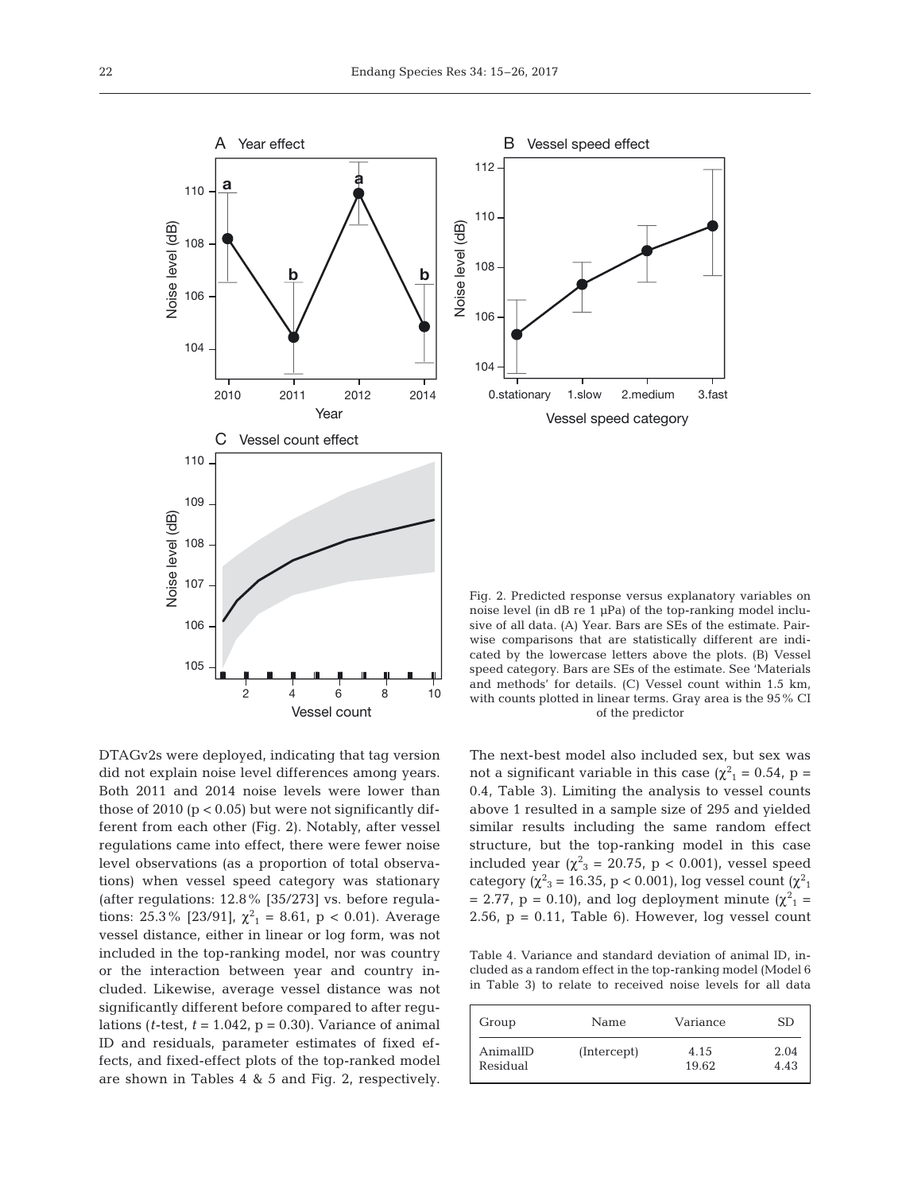A Year effect

Noise level (dB)

110
108
106
104

a
b
a
b

2010 2011 2012 2014

Year

B Vessel speed effect

Noise level (dB)

112
110
108
106
104

0.stationary 1.slow 2.medium 3.fast

Vessel speed category

C Vessel count effect

Noise level (dB)

110
109
108
107
106
105

2 4 6 8 10

Vessel count

Fig. 2. Predicted response versus explanatory variables on noise level (in dB re 1 µPa) of the top-ranking model inclusive of all data. (A) Year. Bars are SEs of the estimate. Pairwise comparisons that are statistically different are indicated by the lowercase letters above the plots. (B) Vessel speed category. Bars are SEs of the estimate. See 'Materials and methods' for details. (C) Vessel count within 1.5 km, with counts plotted in linear terms. Gray area is the 95% CI of the predictor

DTAGv2s were deployed, indicating that tag version did not explain noise level differences among years. Both 2011 and 2014 noise levels were lower than those of 2010 ($p < 0.05$) but were not significantly different from each other (Fig. 2). Notably, after vessel regulations came into effect, there were fewer noise level observations (as a proportion of total observations) when vessel speed category was stationary (after regulations: 12.8% [35/273] vs. before regulations: 25.3% [23/91], $\chi^2_1 = 8.61$, $p < 0.01$). Average vessel distance, either in linear or log form, was not included in the top-ranking model, nor was country or the interaction between year and country included. Likewise, average vessel distance was not significantly different before compared to after regulations (*t*-test, $t = 1.042$, $p = 0.30$). Variance of animal ID and residuals, parameter estimates of fixed effects, and fixed-effect plots of the top-ranked model are shown in Tables 4 & 5 and Fig. 2, respectively.

The next-best model also included sex, but sex was not a significant variable in this case ($\chi^2_1 = 0.54$, $p = 0.4$, Table 3). Limiting the analysis to vessel counts above 1 resulted in a sample size of 295 and yielded similar results including the same random effect structure, but the top-ranking model in this case included year ($\chi^2_3 = 20.75$, $p < 0.001$), vessel speed category ($\chi^2_3 = 16.35$, $p < 0.001$), log vessel count ($\chi^2_1 = 2.77$, $p = 0.10$), and log deployment minute ($\chi^2_1 = 2.56$, $p = 0.11$, Table 6). However, log vessel count

Table 4. Variance and standard deviation of animal ID, included as a random effect in the top-ranking model (Model 6 in Table 3) to relate to received noise levels for all data

| Group | Name | Variance | SD |
|---|---|---|---|
| AnimalID | (Intercept) | 4.15 | 2.04 |
| Residual | | 19.62 | 4.43 |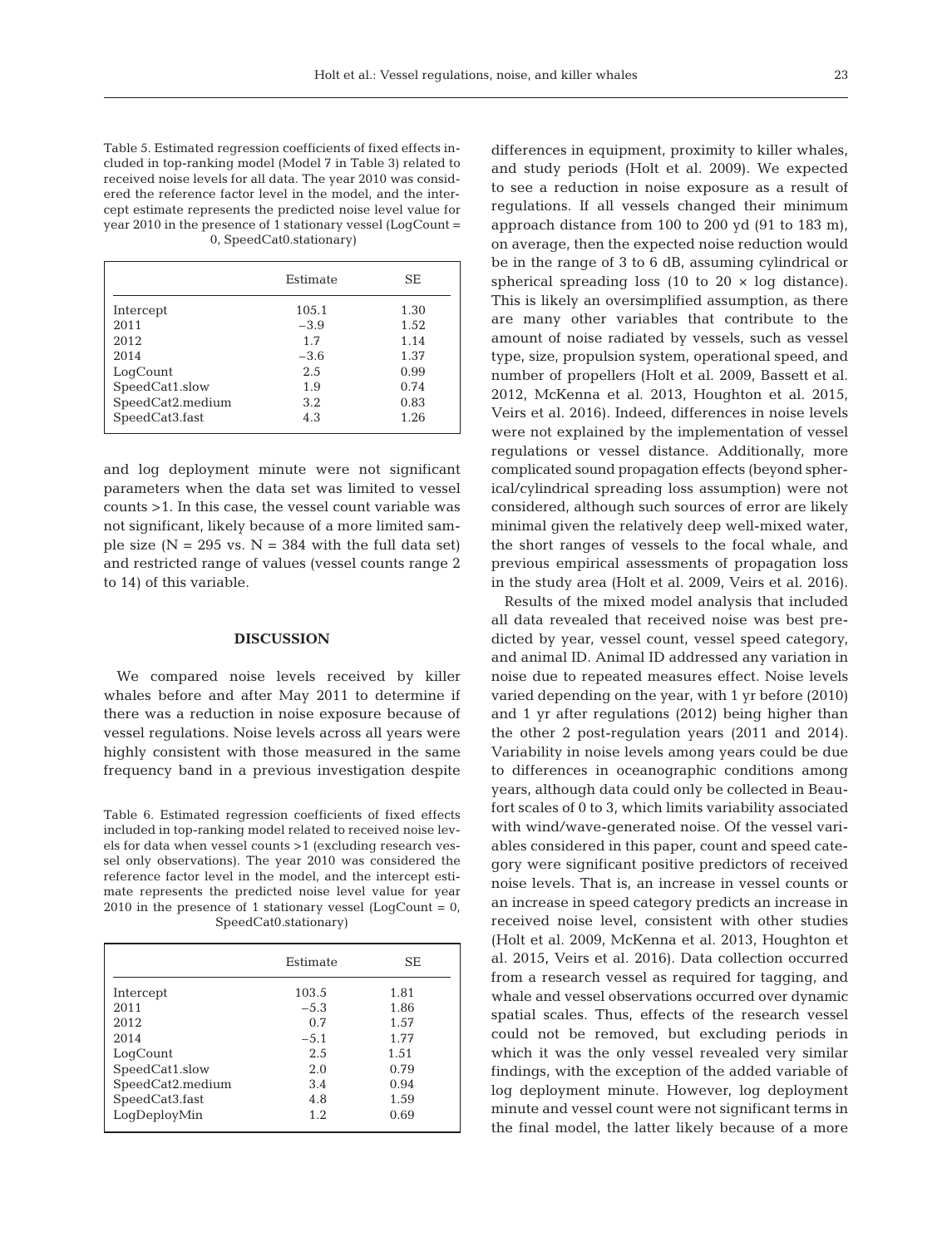Table 5. Estimated regression coefficients of fixed effects included in top-ranking model (Model 7 in Table 3) related to received noise levels for all data. The year 2010 was considered the reference factor level in the model, and the intercept estimate represents the predicted noise level value for year 2010 in the presence of 1 stationary vessel (LogCount = 0, SpeedCat0.stationary)

| | Estimate | SE |
|---|---|---|
| Intercept | 105.1 | 1.30 |
| 2011 | −3.9 | 1.52 |
| 2012 | 1.7 | 1.14 |
| 2014 | −3.6 | 1.37 |
| LogCount | 2.5 | 0.99 |
| SpeedCat1.slow | 1.9 | 0.74 |
| SpeedCat2.medium | 3.2 | 0.83 |
| SpeedCat3.fast | 4.3 | 1.26 |

and log deployment minute were not significant parameters when the data set was limited to vessel counts >1. In this case, the vessel count variable was not significant, likely because of a more limited sample size (N = 295 vs. N = 384 with the full data set) and restricted range of values (vessel counts range 2 to 14) of this variable.

## DISCUSSION

We compared noise levels received by killer whales before and after May 2011 to determine if there was a reduction in noise exposure because of vessel regulations. Noise levels across all years were highly consistent with those measured in the same frequency band in a previous investigation despite differences in equipment, proximity to killer whales, and study periods (Holt et al. 2009). We expected to see a reduction in noise exposure as a result of regulations. If all vessels changed their minimum approach distance from 100 to 200 yd (91 to 183 m), on average, then the expected noise reduction would be in the range of 3 to 6 dB, assuming cylindrical or spherical spreading loss (10 to 20 × log distance). This is likely an oversimplified assumption, as there are many other variables that contribute to the amount of noise radiated by vessels, such as vessel type, size, propulsion system, operational speed, and number of propellers (Holt et al. 2009, Bassett et al. 2012, McKenna et al. 2013, Houghton et al. 2015, Veirs et al. 2016). Indeed, differences in noise levels were not explained by the implementation of vessel regulations or vessel distance. Additionally, more complicated sound propagation effects (beyond spherical/cylindrical spreading loss assumption) were not considered, although such sources of error are likely minimal given the relatively deep well-mixed water, the short ranges of vessels to the focal whale, and previous empirical assessments of propagation loss in the study area (Holt et al. 2009, Veirs et al. 2016).

Table 6. Estimated regression coefficients of fixed effects included in top-ranking model related to received noise levels for data when vessel counts >1 (excluding research vessel only observations). The year 2010 was considered the reference factor level in the model, and the intercept estimate represents the predicted noise level value for year 2010 in the presence of 1 stationary vessel (LogCount = 0, SpeedCat0.stationary)

| | Estimate | SE |
|---|---|---|
| Intercept | 103.5 | 1.81 |
| 2011 | −5.3 | 1.86 |
| 2012 | 0.7 | 1.57 |
| 2014 | −5.1 | 1.77 |
| LogCount | 2.5 | 1.51 |
| SpeedCat1.slow | 2.0 | 0.79 |
| SpeedCat2.medium | 3.4 | 0.94 |
| SpeedCat3.fast | 4.8 | 1.59 |
| LogDeployMin | 1.2 | 0.69 |

Results of the mixed model analysis that included all data revealed that received noise was best predicted by year, vessel count, vessel speed category, and animal ID. Animal ID addressed any variation in noise due to repeated measures effect. Noise levels varied depending on the year, with 1 yr before (2010) and 1 yr after regulations (2012) being higher than the other 2 post-regulation years (2011 and 2014). Variability in noise levels among years could be due to differences in oceanographic conditions among years, although data could only be collected in Beaufort scales of 0 to 3, which limits variability associated with wind/wave-generated noise. Of the vessel variables considered in this paper, count and speed category were significant positive predictors of received noise levels. That is, an increase in vessel counts or an increase in speed category predicts an increase in received noise level, consistent with other studies (Holt et al. 2009, McKenna et al. 2013, Houghton et al. 2015, Veirs et al. 2016). Data collection occurred from a research vessel as required for tagging, and whale and vessel observations occurred over dynamic spatial scales. Thus, effects of the research vessel could not be removed, but excluding periods in which it was the only vessel revealed very similar findings, with the exception of the added variable of log deployment minute. However, log deployment minute and vessel count were not significant terms in the final model, the latter likely because of a more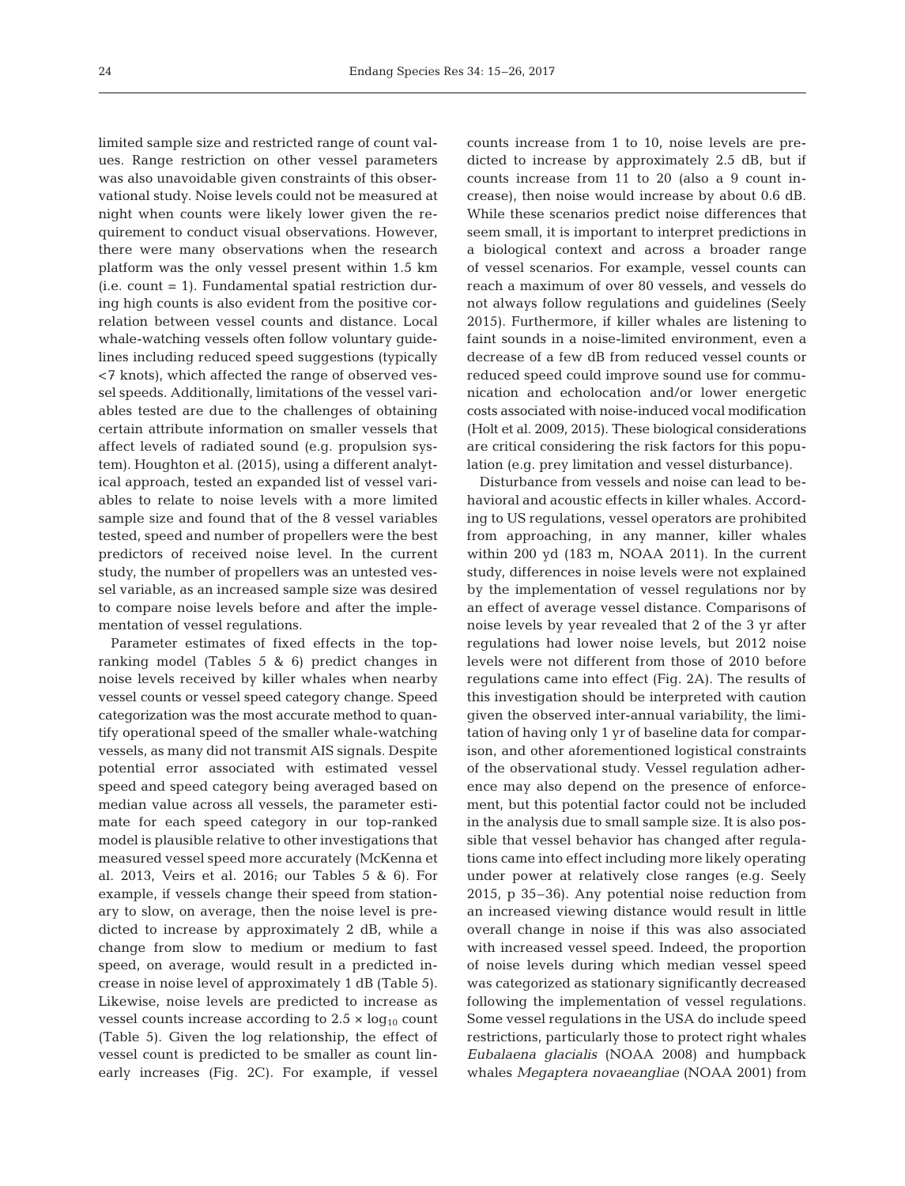limited sample size and restricted range of count values. Range restriction on other vessel parameters was also unavoidable given constraints of this observational study. Noise levels could not be measured at night when counts were likely lower given the requirement to conduct visual observations. However, there were many observations when the research platform was the only vessel present within 1.5 km (i.e. count = 1). Fundamental spatial restriction during high counts is also evident from the positive correlation between vessel counts and distance. Local whale-watching vessels often follow voluntary guidelines including reduced speed suggestions (typically <7 knots), which affected the range of observed vessel speeds. Additionally, limitations of the vessel variables tested are due to the challenges of obtaining certain attribute information on smaller vessels that affect levels of radiated sound (e.g. propulsion system). Houghton et al. (2015), using a different analytical approach, tested an expanded list of vessel variables to relate to noise levels with a more limited sample size and found that of the 8 vessel variables tested, speed and number of propellers were the best predictors of received noise level. In the current study, the number of propellers was an untested vessel variable, as an increased sample size was desired to compare noise levels before and after the implementation of vessel regulations.

Parameter estimates of fixed effects in the top-ranking model (Tables 5 & 6) predict changes in noise levels received by killer whales when nearby vessel counts or vessel speed category change. Speed categorization was the most accurate method to quantify operational speed of the smaller whale-watching vessels, as many did not transmit AIS signals. Despite potential error associated with estimated vessel speed and speed category being averaged based on median value across all vessels, the parameter estimate for each speed category in our top-ranked model is plausible relative to other investigations that measured vessel speed more accurately (McKenna et al. 2013, Veirs et al. 2016; our Tables 5 & 6). For example, if vessels change their speed from stationary to slow, on average, then the noise level is predicted to increase by approximately 2 dB, while a change from slow to medium or medium to fast speed, on average, would result in a predicted increase in noise level of approximately 1 dB (Table 5). Likewise, noise levels are predicted to increase as vessel counts increase according to $2.5 \times \log_{10}$ count (Table 5). Given the log relationship, the effect of vessel count is predicted to be smaller as count linearly increases (Fig. 2C). For example, if vessel counts increase from 1 to 10, noise levels are predicted to increase by approximately 2.5 dB, but if counts increase from 11 to 20 (also a 9 count increase), then noise would increase by about 0.6 dB. While these scenarios predict noise differences that seem small, it is important to interpret predictions in a biological context and across a broader range of vessel scenarios. For example, vessel counts can reach a maximum of over 80 vessels, and vessels do not always follow regulations and guidelines (Seely 2015). Furthermore, if killer whales are listening to faint sounds in a noise-limited environment, even a decrease of a few dB from reduced vessel counts or reduced speed could improve sound use for communication and echolocation and/or lower energetic costs associated with noise-induced vocal modification (Holt et al. 2009, 2015). These biological considerations are critical considering the risk factors for this population (e.g. prey limitation and vessel disturbance).

Disturbance from vessels and noise can lead to behavioral and acoustic effects in killer whales. According to US regulations, vessel operators are prohibited from approaching, in any manner, killer whales within 200 yd (183 m, NOAA 2011). In the current study, differences in noise levels were not explained by the implementation of vessel regulations nor by an effect of average vessel distance. Comparisons of noise levels by year revealed that 2 of the 3 yr after regulations had lower noise levels, but 2012 noise levels were not different from those of 2010 before regulations came into effect (Fig. 2A). The results of this investigation should be interpreted with caution given the observed inter-annual variability, the limitation of having only 1 yr of baseline data for comparison, and other aforementioned logistical constraints of the observational study. Vessel regulation adherence may also depend on the presence of enforcement, but this potential factor could not be included in the analysis due to small sample size. It is also possible that vessel behavior has changed after regulations came into effect including more likely operating under power at relatively close ranges (e.g. Seely 2015, p 35–36). Any potential noise reduction from an increased viewing distance would result in little overall change in noise if this was also associated with increased vessel speed. Indeed, the proportion of noise levels during which median vessel speed was categorized as stationary significantly decreased following the implementation of vessel regulations. Some vessel regulations in the USA do include speed restrictions, particularly those to protect right whales *Eubalaena glacialis* (NOAA 2008) and humpback whales *Megaptera novaeangliae* (NOAA 2001) from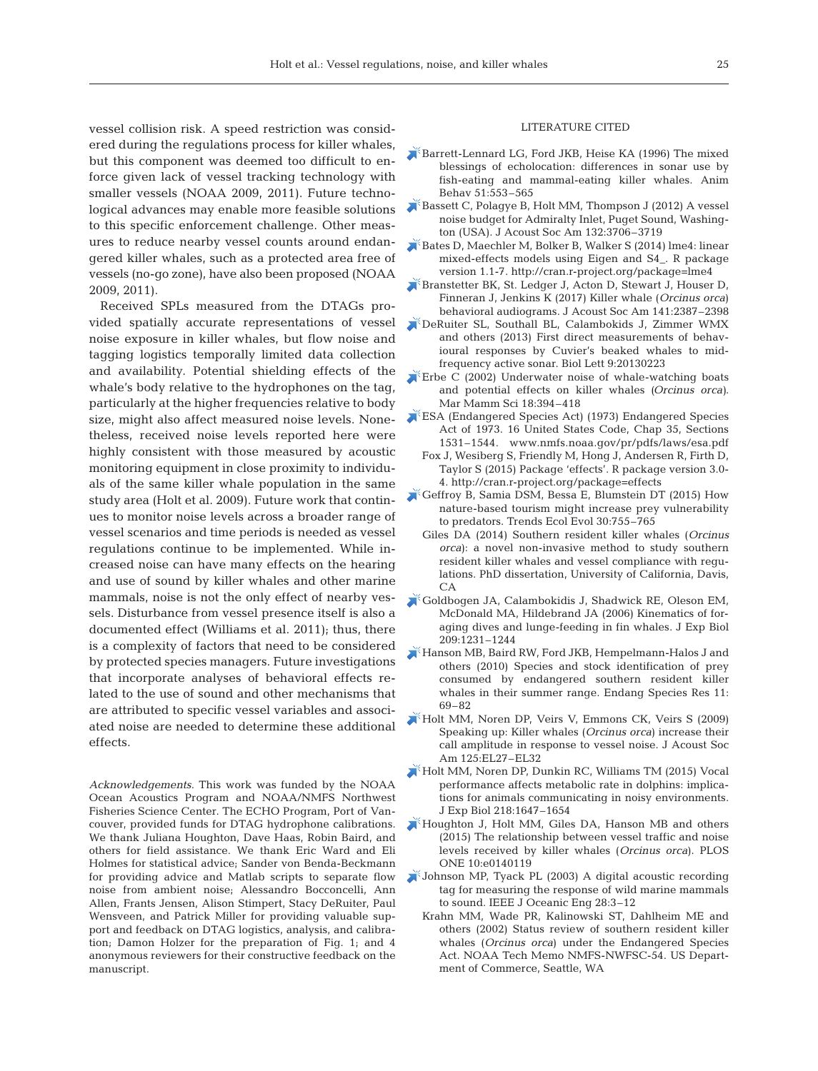vessel collision risk. A speed restriction was considered during the regulations process for killer whales, but this component was deemed too difficult to enforce given lack of vessel tracking technology with smaller vessels (NOAA 2009, 2011). Future technological advances may enable more feasible solutions to this specific enforcement challenge. Other measures to reduce nearby vessel counts around endangered killer whales, such as a protected area free of vessels (no-go zone), have also been proposed (NOAA 2009, 2011).

Received SPLs measured from the DTAGs provided spatially accurate representations of vessel noise exposure in killer whales, but flow noise and tagging logistics temporally limited data collection and availability. Potential shielding effects of the whale's body relative to the hydrophones on the tag, particularly at the higher frequencies relative to body size, might also affect measured noise levels. Nonetheless, received noise levels reported here were highly consistent with those measured by acoustic monitoring equipment in close proximity to individuals of the same killer whale population in the same study area (Holt et al. 2009). Future work that continues to monitor noise levels across a broader range of vessel scenarios and time periods is needed as vessel regulations continue to be implemented. While increased noise can have many effects on the hearing and use of sound by killer whales and other marine mammals, noise is not the only effect of nearby vessels. Disturbance from vessel presence itself is also a documented effect (Williams et al. 2011); thus, there is a complexity of factors that need to be considered by protected species managers. Future investigations that incorporate analyses of behavioral effects related to the use of sound and other mechanisms that are attributed to specific vessel variables and associated noise are needed to determine these additional effects.

*Acknowledgements*. This work was funded by the NOAA Ocean Acoustics Program and NOAA/NMFS Northwest Fisheries Science Center. The ECHO Program, Port of Vancouver, provided funds for DTAG hydrophone calibrations. We thank Juliana Houghton, Dave Haas, Robin Baird, and others for field assistance. We thank Eric Ward and Eli Holmes for statistical advice; Sander von Benda-Beckmann for providing advice and Matlab scripts to separate flow noise from ambient noise; Alessandro Bocconcelli, Ann Allen, Frants Jensen, Alison Stimpert, Stacy DeRuiter, Paul Wensveen, and Patrick Miller for providing valuable support and feedback on DTAG logistics, analysis, and calibration; Damon Holzer for the preparation of Fig. 1; and 4 anonymous reviewers for their constructive feedback on the manuscript.

## LITERATURE CITED

- Barrett-Lennard LG, Ford JKB, Heise KA (1996) The mixed blessings of echolocation: differences in sonar use by fish-eating and mammal-eating killer whales. Anim Behav 51:553–565
- Bassett C, Polagye B, Holt MM, Thompson J (2012) A vessel noise budget for Admiralty Inlet, Puget Sound, Washington (USA). J Acoust Soc Am 132:3706–3719
- Bates D, Maechler M, Bolker B, Walker S (2014) lme4: linear mixed-effects models using Eigen and S4_. R package version 1.1-7. http://cran.r-project.org/package=lme4
- Branstetter BK, St. Ledger J, Acton D, Stewart J, Houser D, Finneran J, Jenkins K (2017) Killer whale (*Orcinus orca*) behavioral audiograms. J Acoust Soc Am 141:2387–2398
- DeRuiter SL, Southall BL, Calambokidis J, Zimmer WMX and others (2013) First direct measurements of behavioural responses by Cuvier's beaked whales to mid-frequency active sonar. Biol Lett 9:20130223
- Erbe C (2002) Underwater noise of whale-watching boats and potential effects on killer whales (*Orcinus orca*). Mar Mamm Sci 18:394–418
- ESA (Endangered Species Act) (1973) Endangered Species Act of 1973. 16 United States Code, Chap 35, Sections 1531–1544. www.nmfs.noaa.gov/pr/pdfs/laws/esa.pdf
- Fox J, Wesiberg S, Friendly M, Hong J, Andersen R, Firth D, Taylor S (2015) Package 'effects'. R package version 3.0-4. http://cran.r-project.org/package=effects
- Geffroy B, Samia DSM, Bessa E, Blumstein DT (2015) How nature-based tourism might increase prey vulnerability to predators. Trends Ecol Evol 30:755–765
- Giles DA (2014) Southern resident killer whales (*Orcinus orca*): a novel non-invasive method to study southern resident killer whales and vessel compliance with regulations. PhD dissertation, University of California, Davis, CA
- Goldbogen JA, Calambokidis J, Shadwick RE, Oleson EM, McDonald MA, Hildebrand JA (2006) Kinematics of foraging dives and lunge-feeding in fin whales. J Exp Biol 209:1231–1244
- Hanson MB, Baird RW, Ford JKB, Hempelmann-Halos J and others (2010) Species and stock identification of prey consumed by endangered southern resident killer whales in their summer range. Endang Species Res 11: 69–82
- Holt MM, Noren DP, Veirs V, Emmons CK, Veirs S (2009) Speaking up: Killer whales (*Orcinus orca*) increase their call amplitude in response to vessel noise. J Acoust Soc Am 125:EL27–EL32
- Holt MM, Noren DP, Dunkin RC, Williams TM (2015) Vocal performance affects metabolic rate in dolphins: implications for animals communicating in noisy environments. J Exp Biol 218:1647–1654
- Houghton J, Holt MM, Giles DA, Hanson MB and others (2015) The relationship between vessel traffic and noise levels received by killer whales (*Orcinus orca*). PLOS ONE 10:e0140119
- Johnson MP, Tyack PL (2003) A digital acoustic recording tag for measuring the response of wild marine mammals to sound. IEEE J Oceanic Eng 28:3–12
- Krahn MM, Wade PR, Kalinowski ST, Dahlheim ME and others (2002) Status review of southern resident killer whales (*Orcinus orca*) under the Endangered Species Act. NOAA Tech Memo NMFS-NWFSC-54. US Department of Commerce, Seattle, WA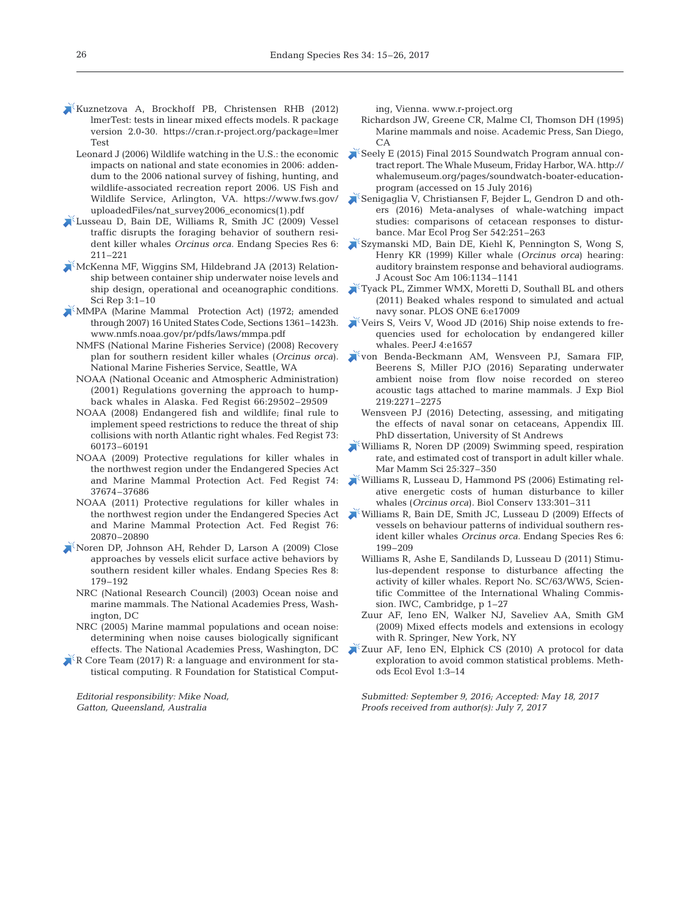Kuznetzova A, Brockhoff PB, Christensen RHB (2012) lmerTest: tests in linear mixed effects models. R package version 2.0-30. https://cran.r-project.org/package=lmerTest

Leonard J (2006) Wildlife watching in the U.S.: the economic impacts on national and state economies in 2006: addendum to the 2006 national survey of fishing, hunting, and wildlife-associated recreation report 2006. US Fish and Wildlife Service, Arlington, VA. https://www.fws.gov/uploadedFiles/nat_survey2006_economics(1).pdf

Lusseau D, Bain DE, Williams R, Smith JC (2009) Vessel traffic disrupts the foraging behavior of southern resident killer whales *Orcinus orca*. Endang Species Res 6: 211–221

McKenna MF, Wiggins SM, Hildebrand JA (2013) Relationship between container ship underwater noise levels and ship design, operational and oceanographic conditions. Sci Rep 3:1–10

MMPA (Marine Mammal Protection Act) (1972; amended through 2007) 16 United States Code, Sections 1361–1423h. www.nmfs.noaa.gov/pr/pdfs/laws/mmpa.pdf

NMFS (National Marine Fisheries Service) (2008) Recovery plan for southern resident killer whales (*Orcinus orca*). National Marine Fisheries Service, Seattle, WA

NOAA (National Oceanic and Atmospheric Administration) (2001) Regulations governing the approach to humpback whales in Alaska. Fed Regist 66:29502–29509

NOAA (2008) Endangered fish and wildlife; final rule to implement speed restrictions to reduce the threat of ship collisions with north Atlantic right whales. Fed Regist 73: 60173–60191

NOAA (2009) Protective regulations for killer whales in the northwest region under the Endangered Species Act and Marine Mammal Protection Act. Fed Regist 74: 37674–37686

NOAA (2011) Protective regulations for killer whales in the northwest region under the Endangered Species Act and Marine Mammal Protection Act. Fed Regist 76: 20870–20890

Noren DP, Johnson AH, Rehder D, Larson A (2009) Close approaches by vessels elicit surface active behaviors by southern resident killer whales. Endang Species Res 8: 179–192

NRC (National Research Council) (2003) Ocean noise and marine mammals. The National Academies Press, Washington, DC

NRC (2005) Marine mammal populations and ocean noise: determining when noise causes biologically significant effects. The National Academies Press, Washington, DC

R Core Team (2017) R: a language and environment for statistical computing. R Foundation for Statistical Computing, Vienna. www.r-project.org

Richardson JW, Greene CR, Malme CI, Thomson DH (1995) Marine mammals and noise. Academic Press, San Diego, CA

Seely E (2015) Final 2015 Soundwatch Program annual contract report. The Whale Museum, Friday Harbor, WA. http://whalemuseum.org/pages/soundwatch-boater-education-program (accessed on 15 July 2016)

Senigaglia V, Christiansen F, Bejder L, Gendron D and others (2016) Meta-analyses of whale-watching impact studies: comparisons of cetacean responses to disturbance. Mar Ecol Prog Ser 542:251–263

Szymanski MD, Bain DE, Kiehl K, Pennington S, Wong S, Henry KR (1999) Killer whale (*Orcinus orca*) hearing: auditory brainstem response and behavioral audiograms. J Acoust Soc Am 106:1134–1141

Tyack PL, Zimmer WMX, Moretti D, Southall BL and others (2011) Beaked whales respond to simulated and actual navy sonar. PLOS ONE 6:e17009

Veirs S, Veirs V, Wood JD (2016) Ship noise extends to frequencies used for echolocation by endangered killer whales. PeerJ 4:e1657

von Benda-Beckmann AM, Wensveen PJ, Samara FIP, Beerens S, Miller PJO (2016) Separating underwater ambient noise from flow noise recorded on stereo acoustic tags attached to marine mammals. J Exp Biol 219:2271–2275

Wensveen PJ (2016) Detecting, assessing, and mitigating the effects of naval sonar on cetaceans, Appendix III. PhD dissertation, University of St Andrews

Williams R, Noren DP (2009) Swimming speed, respiration rate, and estimated cost of transport in adult killer whale. Mar Mamm Sci 25:327–350

Williams R, Lusseau D, Hammond PS (2006) Estimating relative energetic costs of human disturbance to killer whales (*Orcinus orca*). Biol Conserv 133:301–311

Williams R, Bain DE, Smith JC, Lusseau D (2009) Effects of vessels on behaviour patterns of individual southern resident killer whales *Orcinus orca*. Endang Species Res 6: 199–209

Williams R, Ashe E, Sandilands D, Lusseau D (2011) Stimulus-dependent response to disturbance affecting the activity of killer whales. Report No. SC/63/WW5, Scientific Committee of the International Whaling Commission. IWC, Cambridge, p 1–27

Zuur AF, Ieno EN, Walker NJ, Saveliev AA, Smith GM (2009) Mixed effects models and extensions in ecology with R. Springer, New York, NY

Zuur AF, Ieno EN, Elphick CS (2010) A protocol for data exploration to avoid common statistical problems. Methods Ecol Evol 1:3–14

*Editorial responsibility: Mike Noad, Gatton, Queensland, Australia*

*Submitted: September 9, 2016; Accepted: May 18, 2017*
*Proofs received from author(s): July 7, 2017*